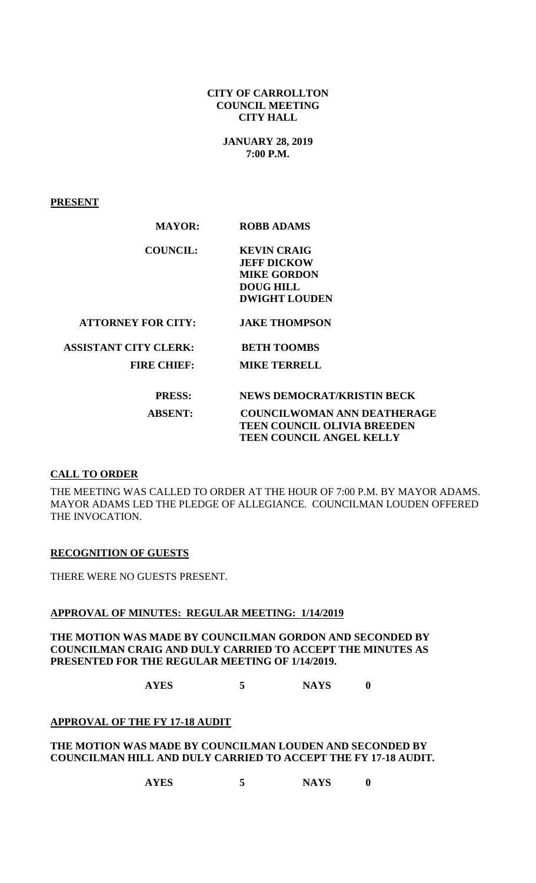**CITY OF CARROLLTON**
**COUNCIL MEETING**
**CITY HALL**

**JANUARY 28, 2019**
**7:00 P.M.**

**PRESENT**

| | |
|---|---|
| **MAYOR:** | **ROBB ADAMS** |
| **COUNCIL:** | **KEVIN CRAIG**<br>**JEFF DICKOW**<br>**MIKE GORDON**<br>**DOUG HILL**<br>**DWIGHT LOUDEN** |
| **ATTORNEY FOR CITY:** | **JAKE THOMPSON** |
| **ASSISTANT CITY CLERK:** | **BETH TOOMBS** |
| **FIRE CHIEF:** | **MIKE TERRELL** |
| **PRESS:** | **NEWS DEMOCRAT/KRISTIN BECK** |
| **ABSENT:** | **COUNCILWOMAN ANN DEATHERAGE**<br>**TEEN COUNCIL OLIVIA BREEDEN**<br>**TEEN COUNCIL ANGEL KELLY** |

**CALL TO ORDER**

THE MEETING WAS CALLED TO ORDER AT THE HOUR OF 7:00 P.M. BY MAYOR ADAMS. MAYOR ADAMS LED THE PLEDGE OF ALLEGIANCE. COUNCILMAN LOUDEN OFFERED THE INVOCATION.

**RECOGNITION OF GUESTS**

THERE WERE NO GUESTS PRESENT.

**APPROVAL OF MINUTES: REGULAR MEETING: 1/14/2019**

**THE MOTION WAS MADE BY COUNCILMAN GORDON AND SECONDED BY COUNCILMAN CRAIG AND DULY CARRIED TO ACCEPT THE MINUTES AS PRESENTED FOR THE REGULAR MEETING OF 1/14/2019.**

**AYES 5 NAYS 0**

**APPROVAL OF THE FY 17-18 AUDIT**

**THE MOTION WAS MADE BY COUNCILMAN LOUDEN AND SECONDED BY COUNCILMAN HILL AND DULY CARRIED TO ACCEPT THE FY 17-18 AUDIT.**

**AYES 5 NAYS 0**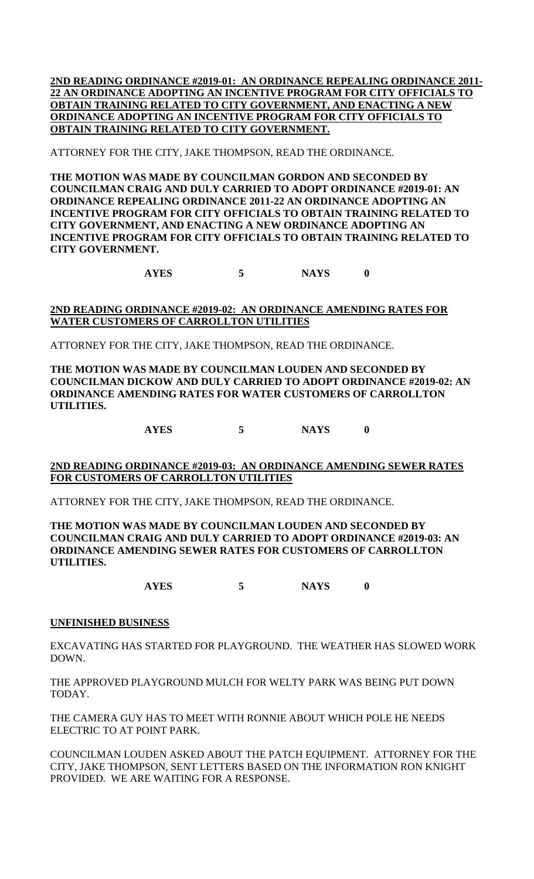**2ND READING ORDINANCE #2019-01: AN ORDINANCE REPEALING ORDINANCE 2011-22 AN ORDINANCE ADOPTING AN INCENTIVE PROGRAM FOR CITY OFFICIALS TO OBTAIN TRAINING RELATED TO CITY GOVERNMENT, AND ENACTING A NEW ORDINANCE ADOPTING AN INCENTIVE PROGRAM FOR CITY OFFICIALS TO OBTAIN TRAINING RELATED TO CITY GOVERNMENT.**

ATTORNEY FOR THE CITY, JAKE THOMPSON, READ THE ORDINANCE.

**THE MOTION WAS MADE BY COUNCILMAN GORDON AND SECONDED BY COUNCILMAN CRAIG AND DULY CARRIED TO ADOPT ORDINANCE #2019-01: AN ORDINANCE REPEALING ORDINANCE 2011-22 AN ORDINANCE ADOPTING AN INCENTIVE PROGRAM FOR CITY OFFICIALS TO OBTAIN TRAINING RELATED TO CITY GOVERNMENT, AND ENACTING A NEW ORDINANCE ADOPTING AN INCENTIVE PROGRAM FOR CITY OFFICIALS TO OBTAIN TRAINING RELATED TO CITY GOVERNMENT.**

**AYES 5 NAYS 0**

**2ND READING ORDINANCE #2019-02: AN ORDINANCE AMENDING RATES FOR WATER CUSTOMERS OF CARROLLTON UTILITIES**

ATTORNEY FOR THE CITY, JAKE THOMPSON, READ THE ORDINANCE.

**THE MOTION WAS MADE BY COUNCILMAN LOUDEN AND SECONDED BY COUNCILMAN DICKOW AND DULY CARRIED TO ADOPT ORDINANCE #2019-02: AN ORDINANCE AMENDING RATES FOR WATER CUSTOMERS OF CARROLLTON UTILITIES.**

**AYES 5 NAYS 0**

**2ND READING ORDINANCE #2019-03: AN ORDINANCE AMENDING SEWER RATES FOR CUSTOMERS OF CARROLLTON UTILITIES**

ATTORNEY FOR THE CITY, JAKE THOMPSON, READ THE ORDINANCE.

**THE MOTION WAS MADE BY COUNCILMAN LOUDEN AND SECONDED BY COUNCILMAN CRAIG AND DULY CARRIED TO ADOPT ORDINANCE #2019-03: AN ORDINANCE AMENDING SEWER RATES FOR CUSTOMERS OF CARROLLTON UTILITIES.**

**AYES 5 NAYS 0**

**UNFINISHED BUSINESS**

EXCAVATING HAS STARTED FOR PLAYGROUND. THE WEATHER HAS SLOWED WORK DOWN.

THE APPROVED PLAYGROUND MULCH FOR WELTY PARK WAS BEING PUT DOWN TODAY.

THE CAMERA GUY HAS TO MEET WITH RONNIE ABOUT WHICH POLE HE NEEDS ELECTRIC TO AT POINT PARK.

COUNCILMAN LOUDEN ASKED ABOUT THE PATCH EQUIPMENT. ATTORNEY FOR THE CITY, JAKE THOMPSON, SENT LETTERS BASED ON THE INFORMATION RON KNIGHT PROVIDED. WE ARE WAITING FOR A RESPONSE.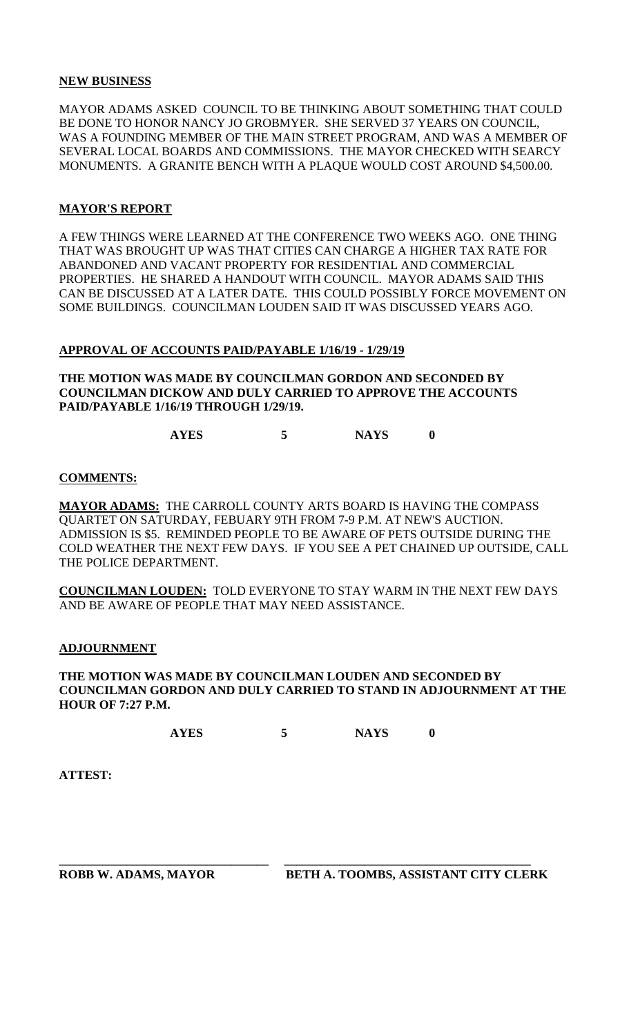**NEW BUSINESS**

MAYOR ADAMS ASKED COUNCIL TO BE THINKING ABOUT SOMETHING THAT COULD BE DONE TO HONOR NANCY JO GROBMYER. SHE SERVED 37 YEARS ON COUNCIL, WAS A FOUNDING MEMBER OF THE MAIN STREET PROGRAM, AND WAS A MEMBER OF SEVERAL LOCAL BOARDS AND COMMISSIONS. THE MAYOR CHECKED WITH SEARCY MONUMENTS. A GRANITE BENCH WITH A PLAQUE WOULD COST AROUND $4,500.00.

**MAYOR'S REPORT**

A FEW THINGS WERE LEARNED AT THE CONFERENCE TWO WEEKS AGO. ONE THING THAT WAS BROUGHT UP WAS THAT CITIES CAN CHARGE A HIGHER TAX RATE FOR ABANDONED AND VACANT PROPERTY FOR RESIDENTIAL AND COMMERCIAL PROPERTIES. HE SHARED A HANDOUT WITH COUNCIL. MAYOR ADAMS SAID THIS CAN BE DISCUSSED AT A LATER DATE. THIS COULD POSSIBLY FORCE MOVEMENT ON SOME BUILDINGS. COUNCILMAN LOUDEN SAID IT WAS DISCUSSED YEARS AGO.

**APPROVAL OF ACCOUNTS PAID/PAYABLE 1/16/19 - 1/29/19**

**THE MOTION WAS MADE BY COUNCILMAN GORDON AND SECONDED BY COUNCILMAN DICKOW AND DULY CARRIED TO APPROVE THE ACCOUNTS PAID/PAYABLE 1/16/19 THROUGH 1/29/19.**

**AYES 5 NAYS 0**

**COMMENTS:**

**MAYOR ADAMS:** THE CARROLL COUNTY ARTS BOARD IS HAVING THE COMPASS QUARTET ON SATURDAY, FEBUARY 9TH FROM 7-9 P.M. AT NEW'S AUCTION. ADMISSION IS $5. REMINDED PEOPLE TO BE AWARE OF PETS OUTSIDE DURING THE COLD WEATHER THE NEXT FEW DAYS. IF YOU SEE A PET CHAINED UP OUTSIDE, CALL THE POLICE DEPARTMENT.

**COUNCILMAN LOUDEN:** TOLD EVERYONE TO STAY WARM IN THE NEXT FEW DAYS AND BE AWARE OF PEOPLE THAT MAY NEED ASSISTANCE.

**ADJOURNMENT**

**THE MOTION WAS MADE BY COUNCILMAN LOUDEN AND SECONDED BY COUNCILMAN GORDON AND DULY CARRIED TO STAND IN ADJOURNMENT AT THE HOUR OF 7:27 P.M.**

**AYES 5 NAYS 0**

**ATTEST:**

________________________________ ________________________________

**ROBB W. ADAMS, MAYOR** **BETH A. TOOMBS, ASSISTANT CITY CLERK**